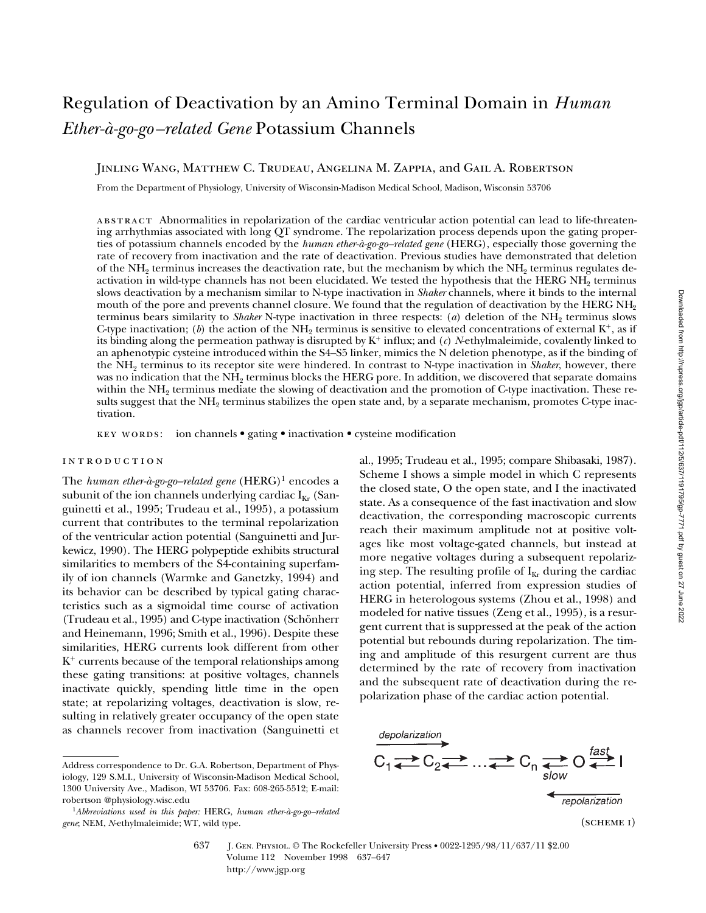# Regulation of Deactivation by an Amino Terminal Domain in *Human Ether-à-go-go–related Gene* Potassium Channels

Jinling Wang, Matthew C. Trudeau, Angelina M. Zappia, and Gail A. Robertson

From the Department of Physiology, University of Wisconsin-Madison Medical School, Madison, Wisconsin 53706

abstract Abnormalities in repolarization of the cardiac ventricular action potential can lead to life-threatening arrhythmias associated with long QT syndrome. The repolarization process depends upon the gating properties of potassium channels encoded by the *human ether-à-go-go–related gene* (HERG), especially those governing the rate of recovery from inactivation and the rate of deactivation. Previous studies have demonstrated that deletion of the $NH_2$ terminus increases the deactivation rate, but the mechanism by which the $NH_2$ terminus regulates deactivation in wild-type channels has not been elucidated. We tested the hypothesis that the HERG $NH_2$ terminus slows deactivation by a mechanism similar to N-type inactivation in *Shaker* channels, where it binds to the internal mouth of the pore and prevents channel closure. We found that the regulation of deactivation by the HERG $NH_2$ terminus bears similarity to *Shaker* N-type inactivation in three respects: (*a*) deletion of the $NH_2$ terminus slows C-type inactivation; (*b*) the action of the $NH_2$ terminus is sensitive to elevated concentrations of external $K^+$, as if its binding along the permeation pathway is disrupted by $K^+$ influx; and (*c*) *N*-ethylmaleimide, covalently linked to an aphenotypic cysteine introduced within the S4–S5 linker, mimics the N deletion phenotype, as if the binding of the $NH_2$ terminus to its receptor site were hindered. In contrast to N-type inactivation in *Shaker*, however, there was no indication that the $NH_2$ terminus blocks the HERG pore. In addition, we discovered that separate domains within the $NH_2$ terminus mediate the slowing of deactivation and the promotion of C-type inactivation. These results suggest that the $NH_2$ terminus stabilizes the open state and, by a separate mechanism, promotes C-type inactivation.

key words: ion channels • gating • inactivation • cysteine modification

## introduction

The *human ether-à-go-go–related gene* (HERG)[1] encodes a subunit of the ion channels underlying cardiac $I_{Kr}$ (Sanguinetti et al., 1995; Trudeau et al., 1995), a potassium current that contributes to the terminal repolarization of the ventricular action potential (Sanguinetti and Jurkewicz, 1990). The HERG polypeptide exhibits structural similarities to members of the S4-containing superfamily of ion channels (Warmke and Ganetzky, 1994) and its behavior can be described by typical gating characteristics such as a sigmoidal time course of activation (Trudeau et al., 1995) and C-type inactivation (Schönherr and Heinemann, 1996; Smith et al., 1996). Despite these similarities, HERG currents look different from other $K^+$ currents because of the temporal relationships among these gating transitions: at positive voltages, channels inactivate quickly, spending little time in the open state; at repolarizing voltages, deactivation is slow, resulting in relatively greater occupancy of the open state as channels recover from inactivation (Sanguinetti et al., 1995; Trudeau et al., 1995; compare Shibasaki, 1987). Scheme I shows a simple model in which C represents the closed state, O the open state, and I the inactivated state. As a consequence of the fast inactivation and slow deactivation, the corresponding macroscopic currents reach their maximum amplitude not at positive voltages like most voltage-gated channels, but instead at more negative voltages during a subsequent repolarizing step. The resulting profile of $I_{Kr}$ during the cardiac action potential, inferred from expression studies of HERG in heterologous systems (Zhou et al., 1998) and modeled for native tissues (Zeng et al., 1995), is a resurgent current that is suppressed at the peak of the action potential but rebounds during repolarization. The timing and amplitude of this resurgent current are thus determined by the rate of recovery from inactivation and the subsequent rate of deactivation during the repolarization phase of the cardiac action potential.

$$\xrightarrow{\textit{depolarization}}$$
$$C_1 \rightleftarrows C_2 \rightleftarrows \ldots \rightleftarrows C_n \underset{slow}{\rightleftarrows} O \overset{fast}{\rightleftarrows} I$$
$$\xleftarrow{\textit{repolarization}}$$

(scheme i)

Address correspondence to Dr. G.A. Robertson, Department of Physiology, 129 S.M.I., University of Wisconsin-Madison Medical School, 1300 University Ave., Madison, WI 53706. Fax: 608-265-5512; E-mail: robertson @physiology.wisc.edu

[1]*Abbreviations used in this paper:* HERG, *human ether-à-go-go–related gene*; NEM, *N*-ethylmaleimide; WT, wild type.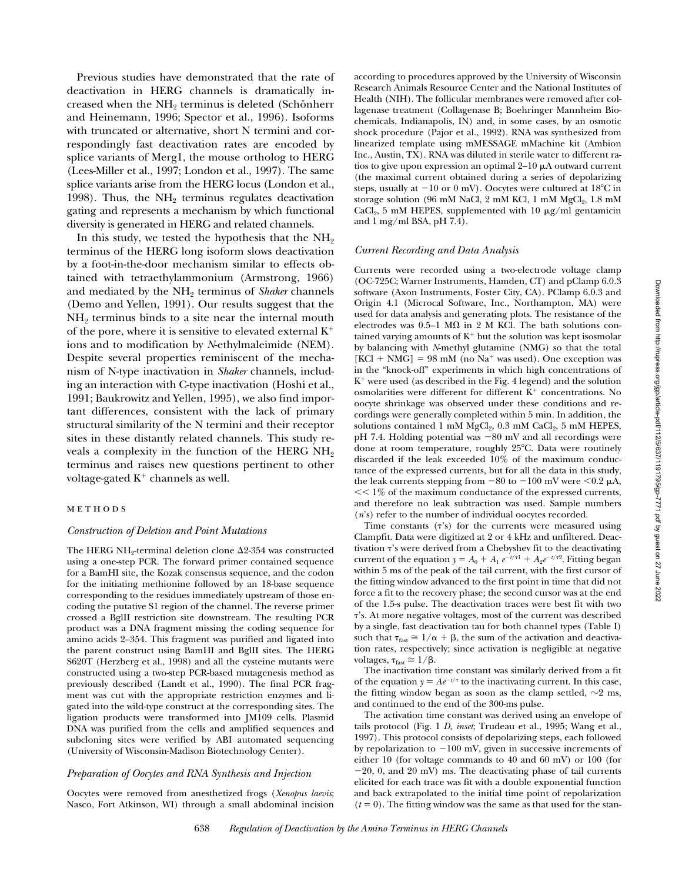Previous studies have demonstrated that the rate of deactivation in HERG channels is dramatically increased when the $NH_2$ terminus is deleted (Schönherr and Heinemann, 1996; Spector et al., 1996). Isoforms with truncated or alternative, short N termini and correspondingly fast deactivation rates are encoded by splice variants of Merg1, the mouse ortholog to HERG (Lees-Miller et al., 1997; London et al., 1997). The same splice variants arise from the HERG locus (London et al., 1998). Thus, the $NH_2$ terminus regulates deactivation gating and represents a mechanism by which functional diversity is generated in HERG and related channels.

In this study, we tested the hypothesis that the $NH_2$ terminus of the HERG long isoform slows deactivation by a foot-in-the-door mechanism similar to effects obtained with tetraethylammonium (Armstrong, 1966) and mediated by the $NH_2$ terminus of *Shaker* channels (Demo and Yellen, 1991). Our results suggest that the $NH_2$ terminus binds to a site near the internal mouth of the pore, where it is sensitive to elevated external $K^+$ ions and to modification by *N*-ethylmaleimide (NEM). Despite several properties reminiscent of the mechanism of N-type inactivation in *Shaker* channels, including an interaction with C-type inactivation (Hoshi et al., 1991; Baukrowitz and Yellen, 1995), we also find important differences, consistent with the lack of primary structural similarity of the N termini and their receptor sites in these distantly related channels. This study reveals a complexity in the function of the HERG $NH_2$ terminus and raises new questions pertinent to other voltage-gated $K^+$ channels as well.

## METHODS

### Construction of Deletion and Point Mutations

The HERG $NH_2$-terminal deletion clone Δ2-354 was constructed using a one-step PCR. The forward primer contained sequence for a BamHI site, the Kozak consensus sequence, and the codon for the initiating methionine followed by an 18-base sequence corresponding to the residues immediately upstream of those encoding the putative S1 region of the channel. The reverse primer crossed a BglII restriction site downstream. The resulting PCR product was a DNA fragment missing the coding sequence for amino acids 2–354. This fragment was purified and ligated into the parent construct using BamHI and BglII sites. The HERG S620T (Herzberg et al., 1998) and all the cysteine mutants were constructed using a two-step PCR-based mutagenesis method as previously described (Landt et al., 1990). The final PCR fragment was cut with the appropriate restriction enzymes and ligated into the wild-type construct at the corresponding sites. The ligation products were transformed into JM109 cells. Plasmid DNA was purified from the cells and amplified sequences and subcloning sites were verified by ABI automated sequencing (University of Wisconsin-Madison Biotechnology Center).

### Preparation of Oocytes and RNA Synthesis and Injection

Oocytes were removed from anesthetized frogs (*Xenopus laevis*; Nasco, Fort Atkinson, WI) through a small abdominal incision according to procedures approved by the University of Wisconsin Research Animals Resource Center and the National Institutes of Health (NIH). The follicular membranes were removed after collagenase treatment (Collagenase B; Boehringer Mannheim Biochemicals, Indianapolis, IN) and, in some cases, by an osmotic shock procedure (Pajor et al., 1992). RNA was synthesized from linearized template using mMESSAGE mMachine kit (Ambion Inc., Austin, TX). RNA was diluted in sterile water to different ratios to give upon expression an optimal 2–10 μA outward current (the maximal current obtained during a series of depolarizing steps, usually at −10 or 0 mV). Oocytes were cultured at 18°C in storage solution (96 mM NaCl, 2 mM KCl, 1 mM $MgCl_2$, 1.8 mM $CaCl_2$, 5 mM HEPES, supplemented with 10 μg/ml gentamicin and 1 mg/ml BSA, pH 7.4).

### Current Recording and Data Analysis

Currents were recorded using a two-electrode voltage clamp (OC-725C; Warner Instruments, Hamden, CT) and pClamp 6.0.3 software (Axon Instruments, Foster City, CA). PClamp 6.0.3 and Origin 4.1 (Microcal Software, Inc., Northampton, MA) were used for data analysis and generating plots. The resistance of the electrodes was 0.5–1 MΩ in 2 M KCl. The bath solutions contained varying amounts of $K^+$ but the solution was kept isosmolar by balancing with *N*-methyl glutamine (NMG) so that the total [KCl + NMG] = 98 mM (no $Na^+$ was used). One exception was in the "knock-off" experiments in which high concentrations of $K^+$ were used (as described in the Fig. 4 legend) and the solution osmolarities were different for different $K^+$ concentrations. No oocyte shrinkage was observed under these conditions and recordings were generally completed within 5 min. In addition, the solutions contained 1 mM $MgCl_2$, 0.3 mM $CaCl_2$, 5 mM HEPES, pH 7.4. Holding potential was −80 mV and all recordings were done at room temperature, roughly 25°C. Data were routinely discarded if the leak exceeded 10% of the maximum conductance of the expressed currents, but for all the data in this study, the leak currents stepping from −80 to −100 mV were <0.2 μA, << 1% of the maximum conductance of the expressed currents, and therefore no leak subtraction was used. Sample numbers (*n*'s) refer to the number of individual oocytes recorded.

Time constants (τ's) for the currents were measured using Clampfit. Data were digitized at 2 or 4 kHz and unfiltered. Deactivation τ's were derived from a Chebyshev fit to the deactivating current of the equation $y = A_0 + A_1 e^{-t/\tau 1} + A_2 e^{-t/\tau 2}$. Fitting began within 5 ms of the peak of the tail current, with the first cursor of the fitting window advanced to the first point in time that did not force a fit to the recovery phase; the second cursor was at the end of the 1.5-s pulse. The deactivation traces were best fit with two τ's. At more negative voltages, most of the current was described by a single, fast deactivation tau for both channel types (Table I) such that $\tau_{fast} \cong 1/\alpha + \beta$, the sum of the activation and deactivation rates, respectively; since activation is negligible at negative voltages, $\tau_{fast} \cong 1/\beta$.

The inactivation time constant was similarly derived from a fit of the equation $y = Ae^{-t/\tau}$ to the inactivating current. In this case, the fitting window began as soon as the clamp settled, ~2 ms, and continued to the end of the 300-ms pulse.

The activation time constant was derived using an envelope of tails protocol (Fig. 1 *D*, *inset*; Trudeau et al., 1995; Wang et al., 1997). This protocol consists of depolarizing steps, each followed by repolarization to −100 mV, given in successive increments of either 10 (for voltage commands to 40 and 60 mV) or 100 (for −20, 0, and 20 mV) ms. The deactivating phase of tail currents elicited for each trace was fit with a double exponential function and back extrapolated to the initial time point of repolarization ($t = 0$). The fitting window was the same as that used for the stan-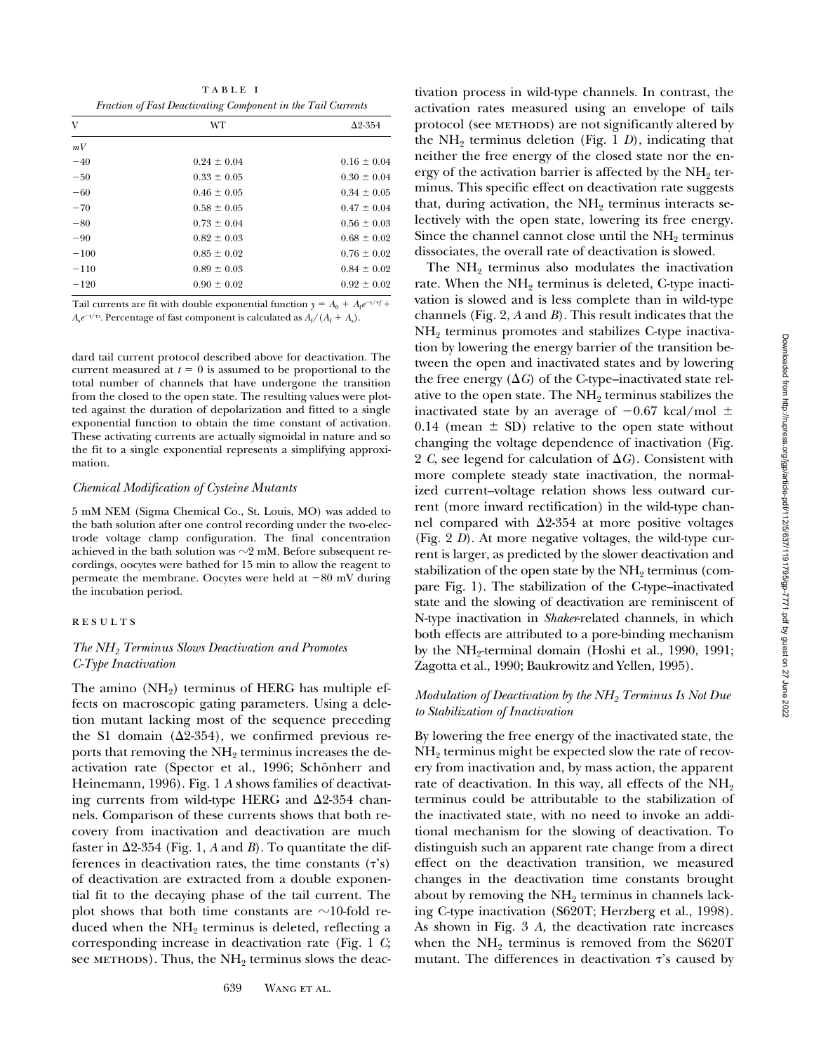TABLE I

*Fraction of Fast Deactivating Component in the Tail Currents*

| V | WT | Δ2-354 |
|---|---|---|
| *mV* | | |
| −40 | 0.24 ± 0.04 | 0.16 ± 0.04 |
| −50 | 0.33 ± 0.05 | 0.30 ± 0.04 |
| −60 | 0.46 ± 0.05 | 0.34 ± 0.05 |
| −70 | 0.58 ± 0.05 | 0.47 ± 0.04 |
| −80 | 0.73 ± 0.04 | 0.56 ± 0.03 |
| −90 | 0.82 ± 0.03 | 0.68 ± 0.02 |
| −100 | 0.85 ± 0.02 | 0.76 ± 0.02 |
| −110 | 0.89 ± 0.03 | 0.84 ± 0.02 |
| −120 | 0.90 ± 0.02 | 0.92 ± 0.02 |

Tail currents are fit with double exponential function $y = A_0 + A_f e^{-t/\tau_f} + A_s e^{-t/\tau_s}$. Percentage of fast component is calculated as $A_f/(A_f + A_s)$.

dard tail current protocol described above for deactivation. The current measured at $t = 0$ is assumed to be proportional to the total number of channels that have undergone the transition from the closed to the open state. The resulting values were plotted against the duration of depolarization and fitted to a single exponential function to obtain the time constant of activation. These activating currents are actually sigmoidal in nature and so the fit to a single exponential represents a simplifying approximation.

### *Chemical Modification of Cysteine Mutants*

5 mM NEM (Sigma Chemical Co., St. Louis, MO) was added to the bath solution after one control recording under the two-electrode voltage clamp configuration. The final concentration achieved in the bath solution was ~2 mM. Before subsequent recordings, oocytes were bathed for 15 min to allow the reagent to permeate the membrane. Oocytes were held at −80 mV during the incubation period.

## RESULTS

### *The $NH_2$ Terminus Slows Deactivation and Promotes C-Type Inactivation*

The amino ($NH_2$) terminus of HERG has multiple effects on macroscopic gating parameters. Using a deletion mutant lacking most of the sequence preceding the S1 domain (Δ2-354), we confirmed previous reports that removing the $NH_2$ terminus increases the deactivation rate (Spector et al., 1996; Schönherr and Heinemann, 1996). Fig. 1 *A* shows families of deactivating currents from wild-type HERG and Δ2-354 channels. Comparison of these currents shows that both recovery from inactivation and deactivation are much faster in Δ2-354 (Fig. 1, *A* and *B*). To quantitate the differences in deactivation rates, the time constants ($\tau$'s) of deactivation are extracted from a double exponential fit to the decaying phase of the tail current. The plot shows that both time constants are ~10-fold reduced when the $NH_2$ terminus is deleted, reflecting a corresponding increase in deactivation rate (Fig. 1 *C*; see METHODS). Thus, the $NH_2$ terminus slows the deactivation process in wild-type channels. In contrast, the activation rates measured using an envelope of tails protocol (see METHODS) are not significantly altered by the $NH_2$ terminus deletion (Fig. 1 *D*), indicating that neither the free energy of the closed state nor the energy of the activation barrier is affected by the $NH_2$ terminus. This specific effect on deactivation rate suggests that, during activation, the $NH_2$ terminus interacts selectively with the open state, lowering its free energy. Since the channel cannot close until the $NH_2$ terminus dissociates, the overall rate of deactivation is slowed.

The $NH_2$ terminus also modulates the inactivation rate. When the $NH_2$ terminus is deleted, C-type inactivation is slowed and is less complete than in wild-type channels (Fig. 2, *A* and *B*). This result indicates that the $NH_2$ terminus promotes and stabilizes C-type inactivation by lowering the energy barrier of the transition between the open and inactivated states and by lowering the free energy ($\Delta G$) of the C-type–inactivated state relative to the open state. The $NH_2$ terminus stabilizes the inactivated state by an average of −0.67 kcal/mol ± 0.14 (mean ± SD) relative to the open state without changing the voltage dependence of inactivation (Fig. 2 *C*, see legend for calculation of $\Delta G$). Consistent with more complete steady state inactivation, the normalized current–voltage relation shows less outward current (more inward rectification) in the wild-type channel compared with Δ2-354 at more positive voltages (Fig. 2 *D*). At more negative voltages, the wild-type current is larger, as predicted by the slower deactivation and stabilization of the open state by the $NH_2$ terminus (compare Fig. 1). The stabilization of the C-type–inactivated state and the slowing of deactivation are reminiscent of N-type inactivation in *Shaker*-related channels, in which both effects are attributed to a pore-binding mechanism by the $NH_2$-terminal domain (Hoshi et al., 1990, 1991; Zagotta et al., 1990; Baukrowitz and Yellen, 1995).

### *Modulation of Deactivation by the $NH_2$ Terminus Is Not Due to Stabilization of Inactivation*

By lowering the free energy of the inactivated state, the $NH_2$ terminus might be expected slow the rate of recovery from inactivation and, by mass action, the apparent rate of deactivation. In this way, all effects of the $NH_2$ terminus could be attributable to the stabilization of the inactivated state, with no need to invoke an additional mechanism for the slowing of deactivation. To distinguish such an apparent rate change from a direct effect on the deactivation transition, we measured changes in the deactivation time constants brought about by removing the $NH_2$ terminus in channels lacking C-type inactivation (S620T; Herzberg et al., 1998). As shown in Fig. 3 *A*, the deactivation rate increases when the $NH_2$ terminus is removed from the S620T mutant. The differences in deactivation $\tau$'s caused by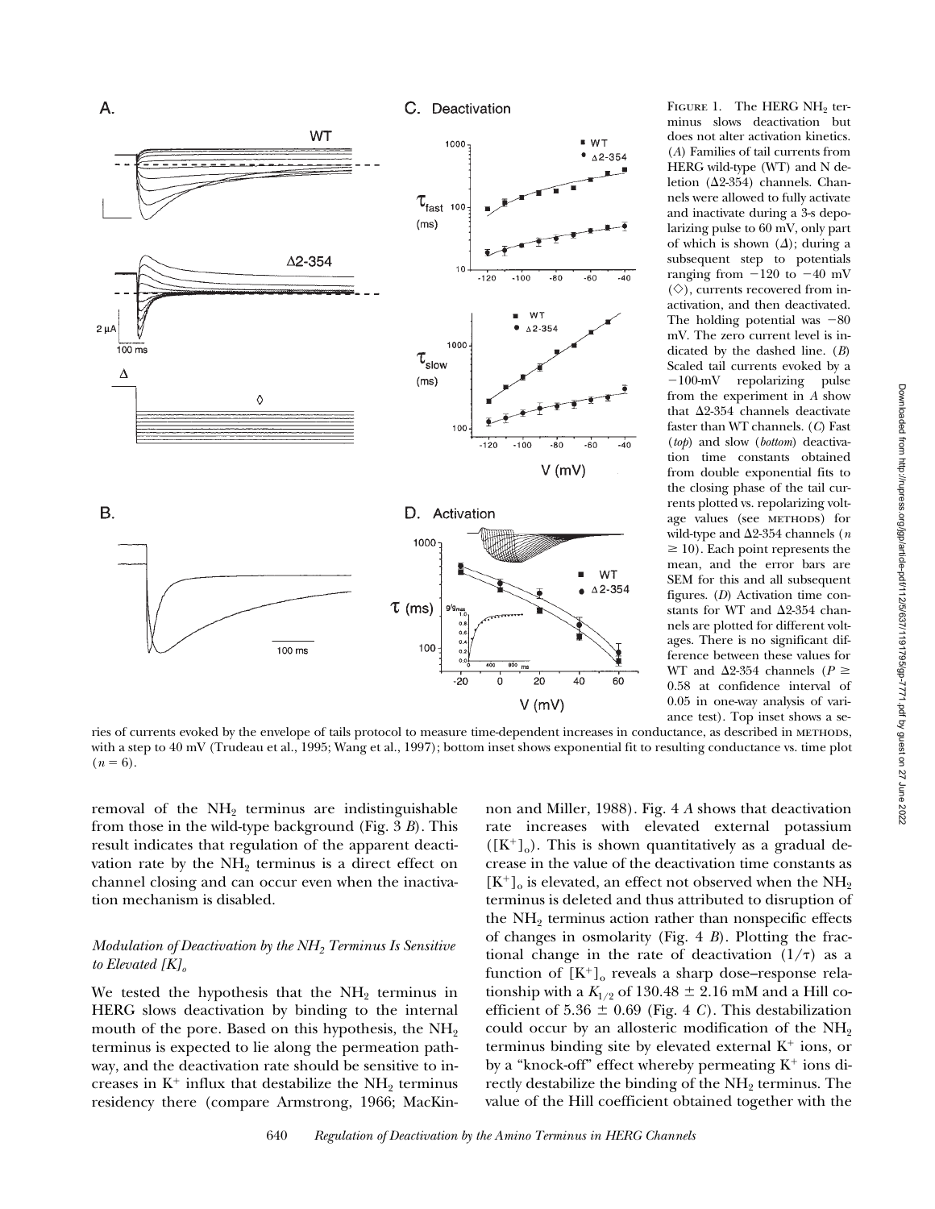FIGURE 1. The HERG $NH_2$ terminus slows deactivation but does not alter activation kinetics. (*A*) Families of tail currents from HERG wild-type (WT) and N deletion (Δ2-354) channels. Channels were allowed to fully activate and inactivate during a 3-s depolarizing pulse to 60 mV, only part of which is shown (Δ); during a subsequent step to potentials ranging from −120 to −40 mV (◇), currents recovered from inactivation, and then deactivated. The holding potential was −80 mV. The zero current level is indicated by the dashed line. (*B*) Scaled tail currents evoked by a −100-mV repolarizing pulse from the experiment in *A* show that Δ2-354 channels deactivate faster than WT channels. (*C*) Fast (*top*) and slow (*bottom*) deactivation time constants obtained from double exponential fits to the closing phase of the tail currents plotted vs. repolarizing voltage values (see METHODS) for wild-type and Δ2-354 channels ($n \geq 10$). Each point represents the mean, and the error bars are SEM for this and all subsequent figures. (*D*) Activation time constants for WT and Δ2-354 channels are plotted for different voltages. There is no significant difference between these values for WT and Δ2-354 channels ($P \geq 0.58$ at confidence interval of 0.05 in one-way analysis of variance test). Top inset shows a series of currents evoked by the envelope of tails protocol to measure time-dependent increases in conductance, as described in METHODS, with a step to 40 mV (Trudeau et al., 1995; Wang et al., 1997); bottom inset shows exponential fit to resulting conductance vs. time plot ($n = 6$).

removal of the $NH_2$ terminus are indistinguishable from those in the wild-type background (Fig. 3 *B*). This result indicates that regulation of the apparent deactivation rate by the $NH_2$ terminus is a direct effect on channel closing and can occur even when the inactivation mechanism is disabled.

### *Modulation of Deactivation by the $NH_2$ Terminus Is Sensitive to Elevated $[K]_o$*

We tested the hypothesis that the $NH_2$ terminus in HERG slows deactivation by binding to the internal mouth of the pore. Based on this hypothesis, the $NH_2$ terminus is expected to lie along the permeation pathway, and the deactivation rate should be sensitive to increases in $K^+$ influx that destabilize the $NH_2$ terminus residency there (compare Armstrong, 1966; MacKinnon and Miller, 1988). Fig. 4 *A* shows that deactivation rate increases with elevated external potassium ($[K^+]_o$). This is shown quantitatively as a gradual decrease in the value of the deactivation time constants as $[K^+]_o$ is elevated, an effect not observed when the $NH_2$ terminus is deleted and thus attributed to disruption of the $NH_2$ terminus action rather than nonspecific effects of changes in osmolarity (Fig. 4 *B*). Plotting the fractional change in the rate of deactivation ($1/\tau$) as a function of $[K^+]_o$ reveals a sharp dose–response relationship with a $K_{1/2}$ of 130.48 ± 2.16 mM and a Hill coefficient of 5.36 ± 0.69 (Fig. 4 *C*). This destabilization could occur by an allosteric modification of the $NH_2$ terminus binding site by elevated external $K^+$ ions, or by a "knock-off" effect whereby permeating $K^+$ ions directly destabilize the binding of the $NH_2$ terminus. The value of the Hill coefficient obtained together with the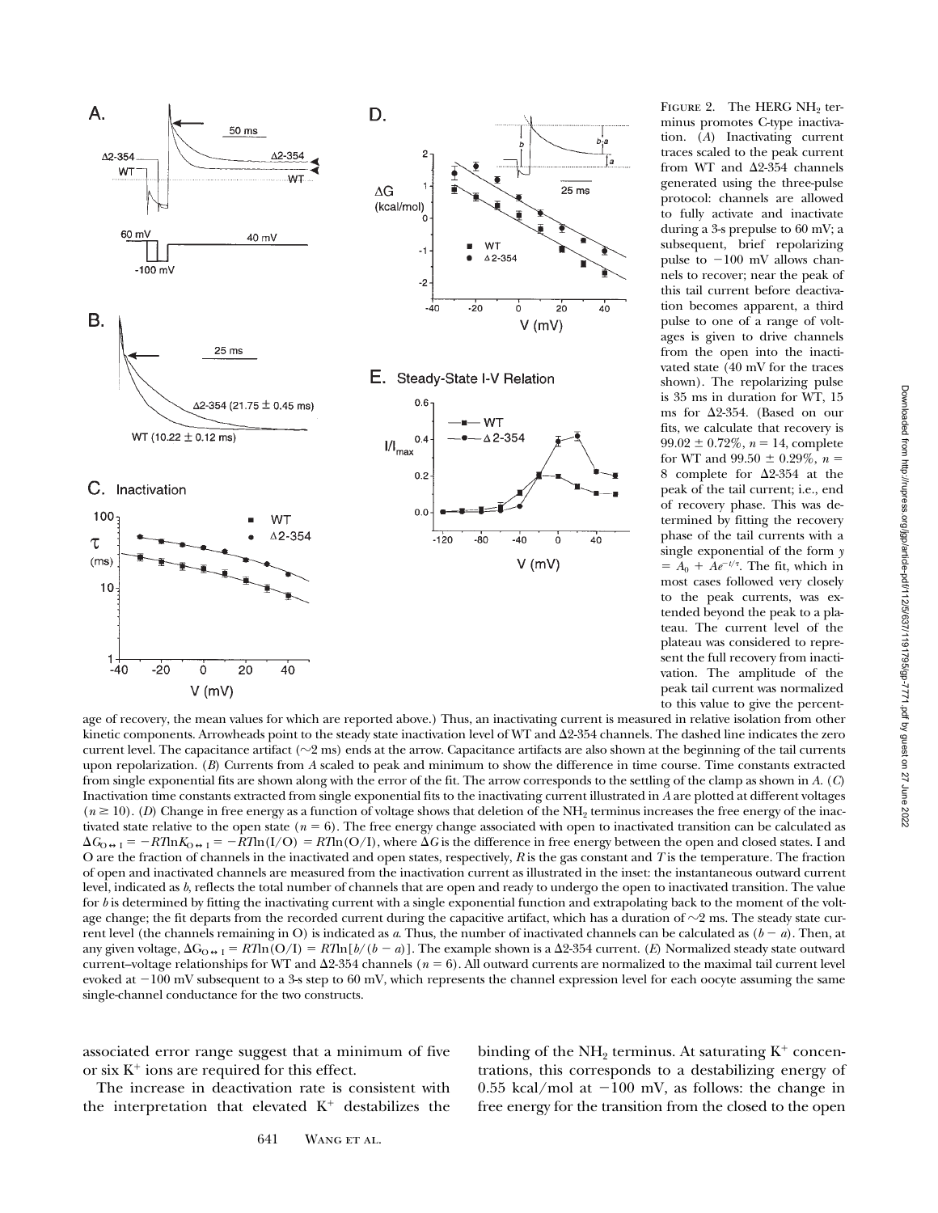FIGURE 2. The HERG $NH_2$ terminus promotes C-type inactivation. (*A*) Inactivating current traces scaled to the peak current from WT and Δ2-354 channels generated using the three-pulse protocol: channels are allowed to fully activate and inactivate during a 3-s prepulse to 60 mV; a subsequent, brief repolarizing pulse to −100 mV allows channels to recover; near the peak of this tail current before deactivation becomes apparent, a third pulse to one of a range of voltages is given to drive channels from the open into the inactivated state (40 mV for the traces shown). The repolarizing pulse is 35 ms in duration for WT, 15 ms for Δ2-354. (Based on our fits, we calculate that recovery is 99.02 ± 0.72%, $n$ = 14, complete for WT and 99.50 ± 0.29%, $n$ = 8 complete for Δ2-354 at the peak of the tail current; i.e., end of recovery phase. This was determined by fitting the recovery phase of the tail currents with a single exponential of the form $y = A_0 + Ae^{-t/\tau}$. The fit, which in most cases followed very closely to the peak currents, was extended beyond the peak to a plateau. The current level of the plateau was considered to represent the full recovery from inactivation. The amplitude of the peak tail current was normalized to this value to give the percentage of recovery, the mean values for which are reported above.) Thus, an inactivating current is measured in relative isolation from other kinetic components. Arrowheads point to the steady state inactivation level of WT and Δ2-354 channels. The dashed line indicates the zero current level. The capacitance artifact (~2 ms) ends at the arrow. Capacitance artifacts are also shown at the beginning of the tail currents upon repolarization. (*B*) Currents from *A* scaled to peak and minimum to show the difference in time course. Time constants extracted from single exponential fits are shown along with the error of the fit. The arrow corresponds to the settling of the clamp as shown in *A*. (*C*) Inactivation time constants extracted from single exponential fits to the inactivating current illustrated in *A* are plotted at different voltages ($n \geq 10$). (*D*) Change in free energy as a function of voltage shows that deletion of the $NH_2$ terminus increases the free energy of the inactivated state relative to the open state ($n$ = 6). The free energy change associated with open to inactivated transition can be calculated as $\Delta G_{O \leftrightarrow I} = -RT\ln K_{O \leftrightarrow I} = -RT\ln(I/O) = RT\ln(O/I)$, where $\Delta G$ is the difference in free energy between the open and closed states. I and O are the fraction of channels in the inactivated and open states, respectively, $R$ is the gas constant and $T$ is the temperature. The fraction of open and inactivated channels are measured from the inactivation current as illustrated in the inset: the instantaneous outward current level, indicated as $b$, reflects the total number of channels that are open and ready to undergo the open to inactivated transition. The value for $b$ is determined by fitting the inactivating current with a single exponential function and extrapolating back to the moment of the voltage change; the fit departs from the recorded current during the capacitive artifact, which has a duration of ~2 ms. The steady state current level (the channels remaining in O) is indicated as $a$. Thus, the number of inactivated channels can be calculated as $(b - a)$. Then, at any given voltage, $\Delta G_{O \leftrightarrow I} = RT\ln(O/I) = RT\ln[b/(b - a)]$. The example shown is a Δ2-354 current. (*E*) Normalized steady state outward current–voltage relationships for WT and Δ2-354 channels ($n$ = 6). All outward currents are normalized to the maximal tail current level evoked at −100 mV subsequent to a 3-s step to 60 mV, which represents the channel expression level for each oocyte assuming the same single-channel conductance for the two constructs.

associated error range suggest that a minimum of five or six $K^+$ ions are required for this effect.

The increase in deactivation rate is consistent with the interpretation that elevated $K^+$ destabilizes the binding of the $NH_2$ terminus. At saturating $K^+$ concentrations, this corresponds to a destabilizing energy of 0.55 kcal/mol at −100 mV, as follows: the change in free energy for the transition from the closed to the open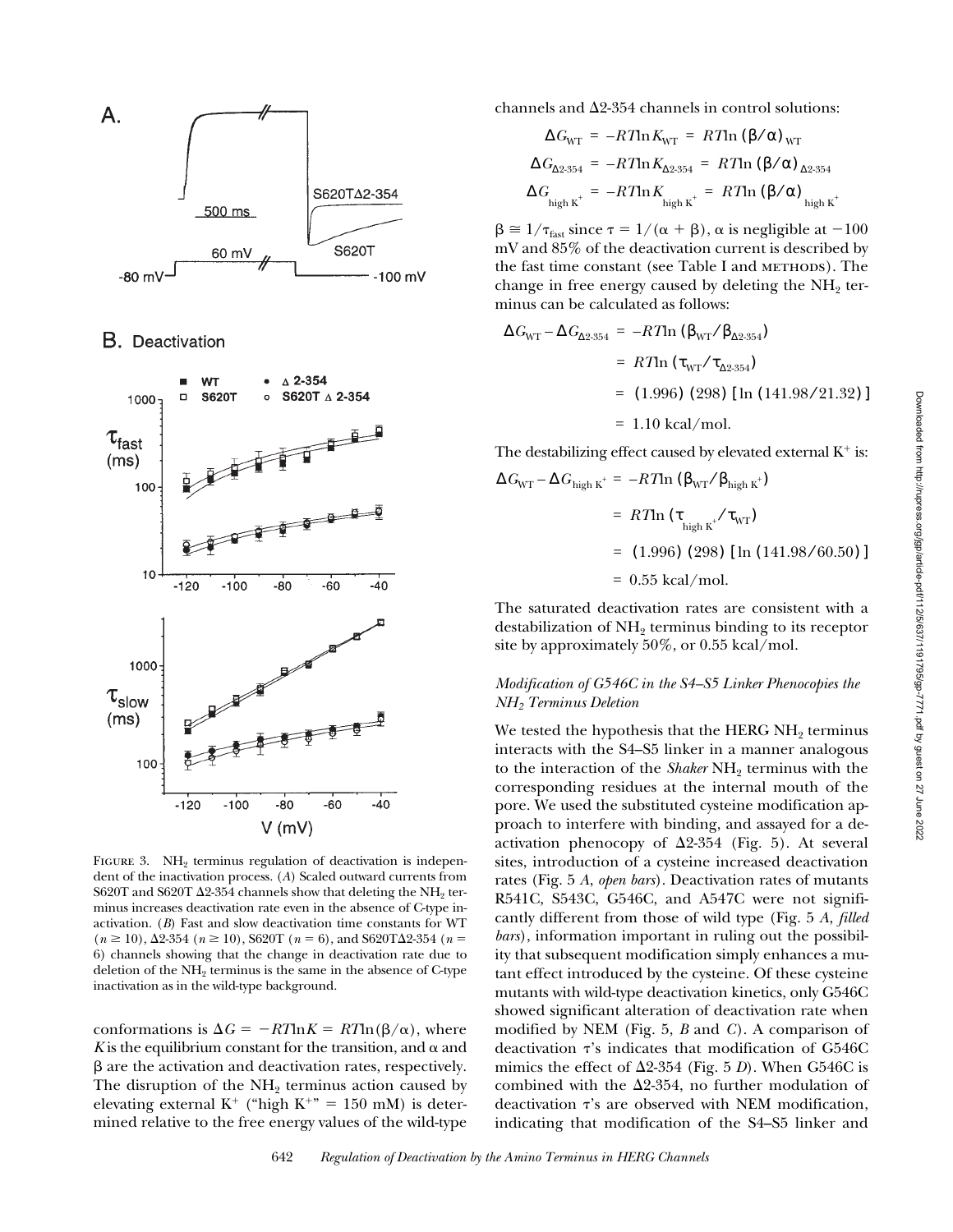FIGURE 3. $NH_2$ terminus regulation of deactivation is independent of the inactivation process. (*A*) Scaled outward currents from S620T and S620T Δ2-354 channels show that deleting the $NH_2$ terminus increases deactivation rate even in the absence of C-type inactivation. (*B*) Fast and slow deactivation time constants for WT ($n \geq 10$), Δ2-354 ($n \geq 10$), S620T ($n = 6$), and S620TΔ2-354 ($n = 6$) channels showing that the change in deactivation rate due to deletion of the $NH_2$ terminus is the same in the absence of C-type inactivation as in the wild-type background.

conformations is $\Delta G = -RT\ln K = RT\ln(\beta/\alpha)$, where $K$ is the equilibrium constant for the transition, and $\alpha$ and $\beta$ are the activation and deactivation rates, respectively. The disruption of the $NH_2$ terminus action caused by elevating external $K^+$ ("high $K^+$" = 150 mM) is determined relative to the free energy values of the wild-type channels and Δ2-354 channels in control solutions:

$$\Delta G_{\mathrm{WT}} = -RT\ln K_{\mathrm{WT}} = RT\ln(\beta/\alpha)_{\mathrm{WT}}$$

$$\Delta G_{\Delta 2\text{-}354} = -RT\ln K_{\Delta 2\text{-}354} = RT\ln(\beta/\alpha)_{\Delta 2\text{-}354}$$

$$\Delta G_{\mathrm{high\,K^+}} = -RT\ln K_{\mathrm{high\,K^+}} = RT\ln(\beta/\alpha)_{\mathrm{high\,K^+}}$$

$\beta \cong 1/\tau_{\mathrm{fast}}$ since $\tau = 1/(\alpha + \beta)$, $\alpha$ is negligible at $-100$ mV and 85% of the deactivation current is described by the fast time constant (see Table I and METHODS). The change in free energy caused by deleting the $NH_2$ terminus can be calculated as follows:

$$\begin{aligned}\Delta G_{\mathrm{WT}} - \Delta G_{\Delta 2\text{-}354} &= -RT\ln(\beta_{\mathrm{WT}}/\beta_{\Delta 2\text{-}354}) \\ &= RT\ln(\tau_{\mathrm{WT}}/\tau_{\Delta 2\text{-}354}) \\ &= (1.996)(298)[\ln(141.98/21.32)] \\ &= 1.10\ \mathrm{kcal/mol}.\end{aligned}$$

The destabilizing effect caused by elevated external $K^+$ is:

$$\begin{aligned}\Delta G_{\mathrm{WT}} - \Delta G_{\mathrm{high\,K^+}} &= -RT\ln(\beta_{\mathrm{WT}}/\beta_{\mathrm{high\,K^+}}) \\ &= RT\ln(\tau_{\mathrm{high\,K^+}}/\tau_{\mathrm{WT}}) \\ &= (1.996)(298)[\ln(141.98/60.50)] \\ &= 0.55\ \mathrm{kcal/mol}.\end{aligned}$$

The saturated deactivation rates are consistent with a destabilization of $NH_2$ terminus binding to its receptor site by approximately 50%, or 0.55 kcal/mol.

### *Modification of G546C in the S4–S5 Linker Phenocopies the $NH_2$ Terminus Deletion*

We tested the hypothesis that the HERG $NH_2$ terminus interacts with the S4–S5 linker in a manner analogous to the interaction of the *Shaker* $NH_2$ terminus with the corresponding residues at the internal mouth of the pore. We used the substituted cysteine modification approach to interfere with binding, and assayed for a deactivation phenocopy of Δ2-354 (Fig. 5). At several sites, introduction of a cysteine increased deactivation rates (Fig. 5 *A*, *open bars*). Deactivation rates of mutants R541C, S543C, G546C, and A547C were not significantly different from those of wild type (Fig. 5 *A*, *filled bars*), information important in ruling out the possibility that subsequent modification simply enhances a mutant effect introduced by the cysteine. Of these cysteine mutants with wild-type deactivation kinetics, only G546C showed significant alteration of deactivation rate when modified by NEM (Fig. 5, *B* and *C*). A comparison of deactivation τ's indicates that modification of G546C mimics the effect of Δ2-354 (Fig. 5 *D*). When G546C is combined with the Δ2-354, no further modulation of deactivation τ's are observed with NEM modification, indicating that modification of the S4–S5 linker and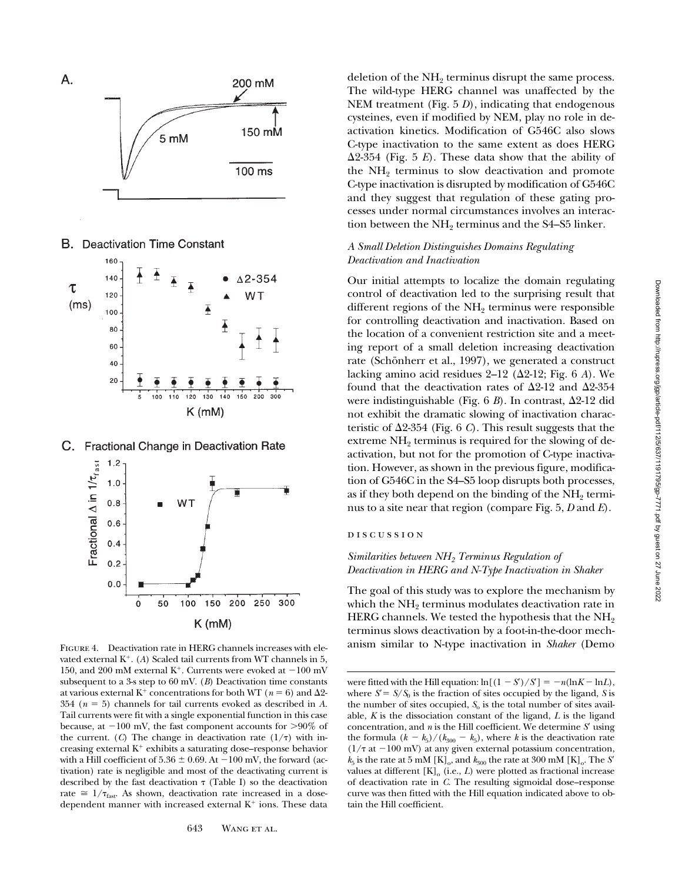FIGURE 4. Deactivation rate in HERG channels increases with elevated external $K^+$. (A) Scaled tail currents from WT channels in 5, 150, and 200 mM external $K^+$. Currents were evoked at −100 mV subsequent to a 3-s step to 60 mV. (B) Deactivation time constants at various external $K^+$ concentrations for both WT ($n = 6$) and Δ2-354 ($n = 5$) channels for tail currents evoked as described in A. Tail currents were fit with a single exponential function in this case because, at −100 mV, the fast component accounts for >90% of the current. (C) The change in deactivation rate ($1/\tau$) with increasing external $K^+$ exhibits a saturating dose–response behavior with a Hill coefficient of 5.36 ± 0.69. At −100 mV, the forward (activation) rate is negligible and most of the deactivating current is described by the fast deactivation τ (Table I) so the deactivation rate ≅ $1/\tau_{fast}$. As shown, deactivation rate increased in a dose-dependent manner with increased external $K^+$ ions. These data were fitted with the Hill equation: $\ln[(1 - S')/S'] = -n(\ln K - \ln L)$, where $S' = S/S_0$ is the fraction of sites occupied by the ligand, $S$ is the number of sites occupied, $S_0$ is the total number of sites available, $K$ is the dissociation constant of the ligand, $L$ is the ligand concentration, and $n$ is the Hill coefficient. We determine $S'$ using the formula $(k - k_5)/(k_{300} - k_5)$, where $k$ is the deactivation rate ($1/\tau$ at −100 mV) at any given external potassium concentration, $k_5$ is the rate at 5 mM $[K]_o$, and $k_{300}$ the rate at 300 mM $[K]_o$. The $S'$ values at different $[K]_o$ (i.e., $L$) were plotted as fractional increase of deactivation rate in C. The resulting sigmoidal dose–response curve was then fitted with the Hill equation indicated above to obtain the Hill coefficient.

deletion of the $NH_2$ terminus disrupt the same process. The wild-type HERG channel was unaffected by the NEM treatment (Fig. 5 D), indicating that endogenous cysteines, even if modified by NEM, play no role in deactivation kinetics. Modification of G546C also slows C-type inactivation to the same extent as does HERG Δ2-354 (Fig. 5 E). These data show that the ability of the $NH_2$ terminus to slow deactivation and promote C-type inactivation is disrupted by modification of G546C and they suggest that regulation of these gating processes under normal circumstances involves an interaction between the $NH_2$ terminus and the S4–S5 linker.

### *A Small Deletion Distinguishes Domains Regulating Deactivation and Inactivation*

Our initial attempts to localize the domain regulating control of deactivation led to the surprising result that different regions of the $NH_2$ terminus were responsible for controlling deactivation and inactivation. Based on the location of a convenient restriction site and a meeting report of a small deletion increasing deactivation rate (Schönherr et al., 1997), we generated a construct lacking amino acid residues 2–12 (Δ2-12; Fig. 6 A). We found that the deactivation rates of Δ2-12 and Δ2-354 were indistinguishable (Fig. 6 B). In contrast, Δ2-12 did not exhibit the dramatic slowing of inactivation characteristic of Δ2-354 (Fig. 6 C). This result suggests that the extreme $NH_2$ terminus is required for the slowing of deactivation, but not for the promotion of C-type inactivation. However, as shown in the previous figure, modification of G546C in the S4–S5 loop disrupts both processes, as if they both depend on the binding of the $NH_2$ terminus to a site near that region (compare Fig. 5, D and E).

## DISCUSSION

### *Similarities between $NH_2$ Terminus Regulation of Deactivation in HERG and N-Type Inactivation in Shaker*

The goal of this study was to explore the mechanism by which the $NH_2$ terminus modulates deactivation rate in HERG channels. We tested the hypothesis that the $NH_2$ terminus slows deactivation by a foot-in-the-door mechanism similar to N-type inactivation in *Shaker* (Demo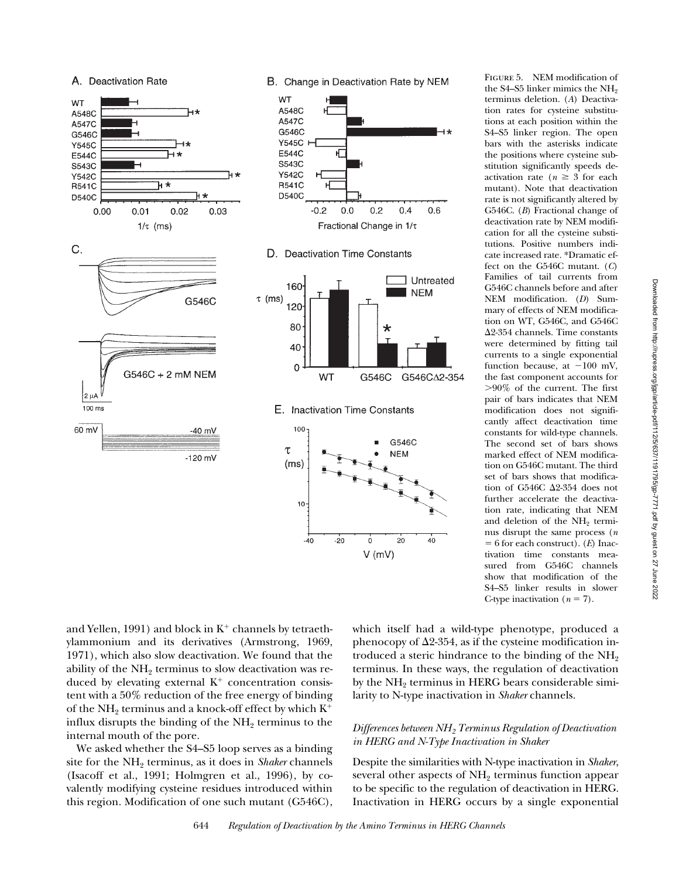FIGURE 5. NEM modification of the S4–S5 linker mimics the $NH_2$ terminus deletion. (*A*) Deactivation rates for cysteine substitutions at each position within the S4–S5 linker region. The open bars with the asterisks indicate the positions where cysteine substitution significantly speeds deactivation rate ($n \geq 3$ for each mutant). Note that deactivation rate is not significantly altered by G546C. (*B*) Fractional change of deactivation rate by NEM modification for all the cysteine substitutions. Positive numbers indicate increased rate. *Dramatic effect on the G546C mutant. (*C*) Families of tail currents from G546C channels before and after NEM modification. (*D*) Summary of effects of NEM modification on WT, G546C, and G546C Δ2-354 channels. Time constants were determined by fitting tail currents to a single exponential function because, at −100 mV, the fast component accounts for >90% of the current. The first pair of bars indicates that NEM modification does not significantly affect deactivation time constants for wild-type channels. The second set of bars shows marked effect of NEM modification on G546C mutant. The third set of bars shows that modification of G546C Δ2-354 does not further accelerate the deactivation rate, indicating that NEM and deletion of the $NH_2$ terminus disrupt the same process ($n = 6$ for each construct). (*E*) Inactivation time constants measured from G546C channels show that modification of the S4–S5 linker results in slower C-type inactivation ($n = 7$).

and Yellen, 1991) and block in $K^+$ channels by tetraethylammonium and its derivatives (Armstrong, 1969, 1971), which also slow deactivation. We found that the ability of the $NH_2$ terminus to slow deactivation was reduced by elevating external $K^+$ concentration consistent with a 50% reduction of the free energy of binding of the $NH_2$ terminus and a knock-off effect by which $K^+$ influx disrupts the binding of the $NH_2$ terminus to the internal mouth of the pore.

We asked whether the S4–S5 loop serves as a binding site for the $NH_2$ terminus, as it does in *Shaker* channels (Isacoff et al., 1991; Holmgren et al., 1996), by covalently modifying cysteine residues introduced within this region. Modification of one such mutant (G546C), which itself had a wild-type phenotype, produced a phenocopy of Δ2-354, as if the cysteine modification introduced a steric hindrance to the binding of the $NH_2$ terminus. In these ways, the regulation of deactivation by the $NH_2$ terminus in HERG bears considerable similarity to N-type inactivation in *Shaker* channels.

### *Differences between $NH_2$ Terminus Regulation of Deactivation in HERG and N-Type Inactivation in Shaker*

Despite the similarities with N-type inactivation in *Shaker*, several other aspects of $NH_2$ terminus function appear to be specific to the regulation of deactivation in HERG. Inactivation in HERG occurs by a single exponential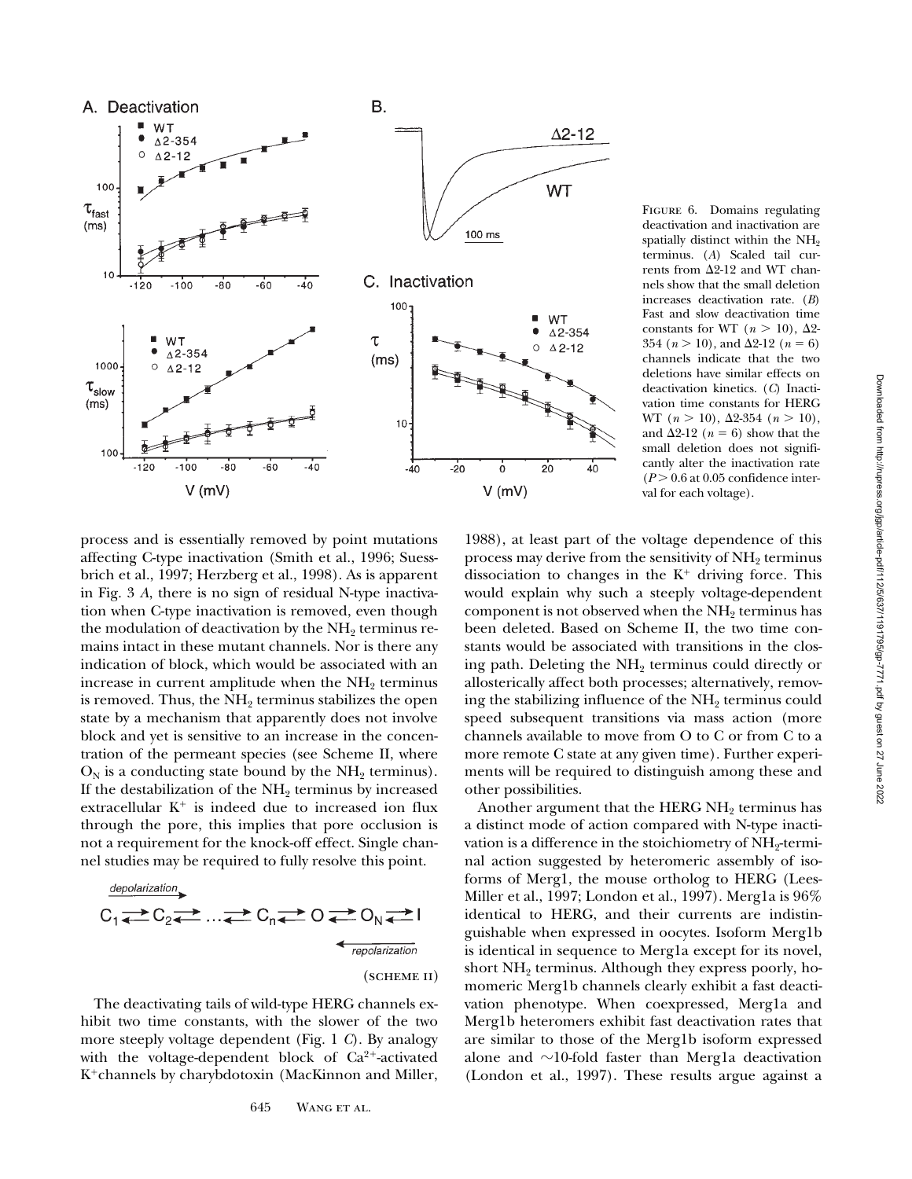FIGURE 6. Domains regulating deactivation and inactivation are spatially distinct within the $NH_2$ terminus. (*A*) Scaled tail currents from Δ2-12 and WT channels show that the small deletion increases deactivation rate. (*B*) Fast and slow deactivation time constants for WT ($n > 10$), Δ2-354 ($n > 10$), and Δ2-12 ($n = 6$) channels indicate that the two deletions have similar effects on deactivation kinetics. (*C*) Inactivation time constants for HERG WT ($n > 10$), Δ2-354 ($n > 10$), and Δ2-12 ($n = 6$) show that the small deletion does not significantly alter the inactivation rate ($P > 0.6$ at 0.05 confidence interval for each voltage).

process and is essentially removed by point mutations affecting C-type inactivation (Smith et al., 1996; Suessbrich et al., 1997; Herzberg et al., 1998). As is apparent in Fig. 3 *A*, there is no sign of residual N-type inactivation when C-type inactivation is removed, even though the modulation of deactivation by the $NH_2$ terminus remains intact in these mutant channels. Nor is there any indication of block, which would be associated with an increase in current amplitude when the $NH_2$ terminus is removed. Thus, the $NH_2$ terminus stabilizes the open state by a mechanism that apparently does not involve block and yet is sensitive to an increase in the concentration of the permeant species (see Scheme II, where $O_N$ is a conducting state bound by the $NH_2$ terminus). If the destabilization of the $NH_2$ terminus by increased extracellular $K^+$ is indeed due to increased ion flux through the pore, this implies that pore occlusion is not a requirement for the knock-off effect. Single channel studies may be required to fully resolve this point.

$$C_1 \rightleftarrows C_2 \rightleftarrows \ldots \rightleftarrows C_n \rightleftarrows O \rightleftarrows O_N \rightleftarrows I$$

(depolarization →; ← repolarization)

(SCHEME II)

The deactivating tails of wild-type HERG channels exhibit two time constants, with the slower of the two more steeply voltage dependent (Fig. 1 *C*). By analogy with the voltage-dependent block of $Ca^{2+}$-activated $K^+$ channels by charybdotoxin (MacKinnon and Miller, 1988), at least part of the voltage dependence of this process may derive from the sensitivity of $NH_2$ terminus dissociation to changes in the $K^+$ driving force. This would explain why such a steeply voltage-dependent component is not observed when the $NH_2$ terminus has been deleted. Based on Scheme II, the two time constants would be associated with transitions in the closing path. Deleting the $NH_2$ terminus could directly or allosterically affect both processes; alternatively, removing the stabilizing influence of the $NH_2$ terminus could speed subsequent transitions via mass action (more channels available to move from O to C or from C to a more remote C state at any given time). Further experiments will be required to distinguish among these and other possibilities.

Another argument that the HERG $NH_2$ terminus has a distinct mode of action compared with N-type inactivation is a difference in the stoichiometry of $NH_2$-terminal action suggested by heteromeric assembly of isoforms of Merg1, the mouse ortholog to HERG (Lees-Miller et al., 1997; London et al., 1997). Merg1a is 96% identical to HERG, and their currents are indistinguishable when expressed in oocytes. Isoform Merg1b is identical in sequence to Merg1a except for its novel, short $NH_2$ terminus. Although they express poorly, homomeric Merg1b channels clearly exhibit a fast deactivation phenotype. When coexpressed, Merg1a and Merg1b heteromers exhibit fast deactivation rates that are similar to those of the Merg1b isoform expressed alone and ~10-fold faster than Merg1a deactivation (London et al., 1997). These results argue against a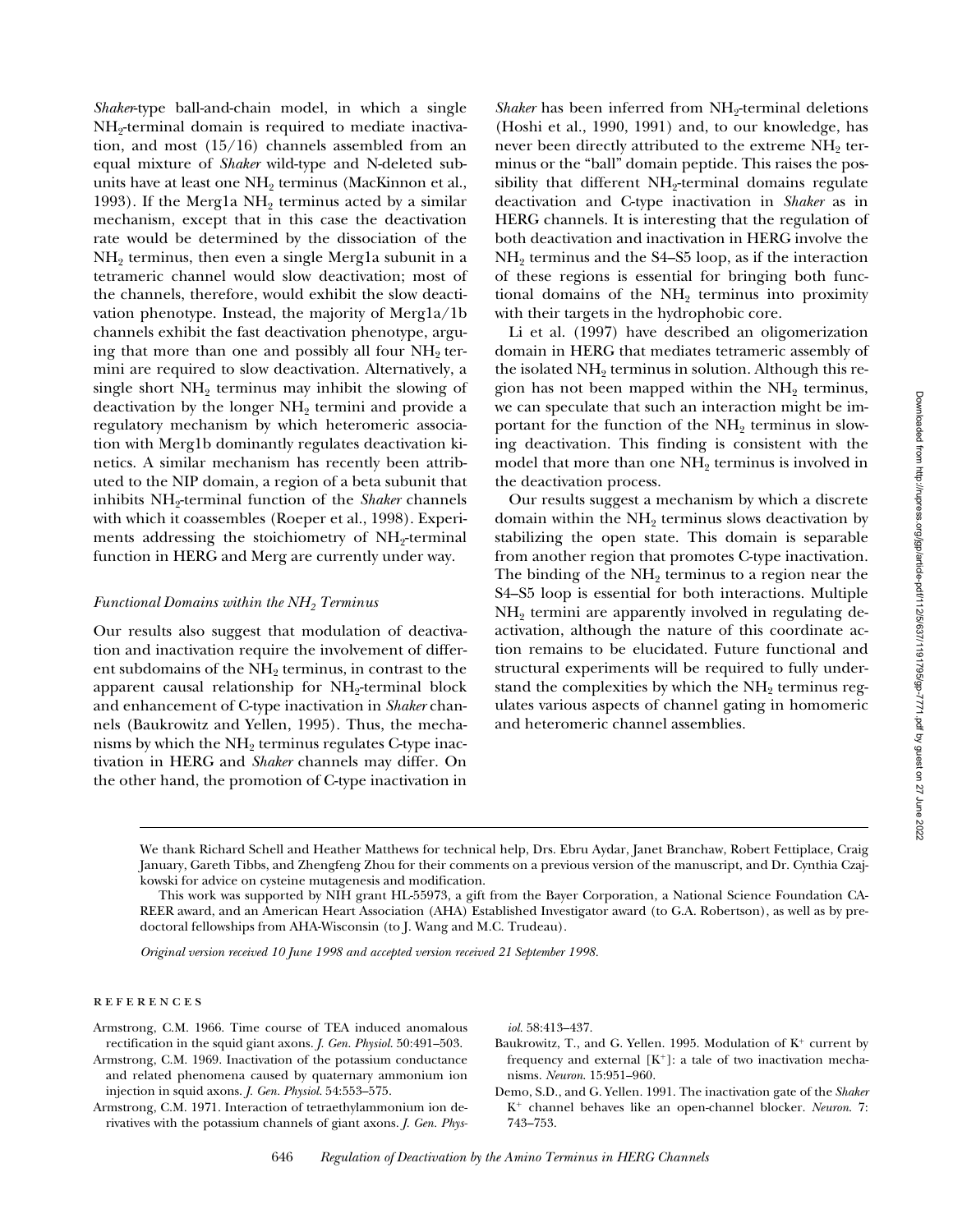*Shaker*-type ball-and-chain model, in which a single $NH_2$-terminal domain is required to mediate inactivation, and most (15/16) channels assembled from an equal mixture of *Shaker* wild-type and N-deleted subunits have at least one $NH_2$ terminus (MacKinnon et al., 1993). If the Merg1a $NH_2$ terminus acted by a similar mechanism, except that in this case the deactivation rate would be determined by the dissociation of the $NH_2$ terminus, then even a single Merg1a subunit in a tetrameric channel would slow deactivation; most of the channels, therefore, would exhibit the slow deactivation phenotype. Instead, the majority of Merg1a/1b channels exhibit the fast deactivation phenotype, arguing that more than one and possibly all four $NH_2$ termini are required to slow deactivation. Alternatively, a single short $NH_2$ terminus may inhibit the slowing of deactivation by the longer $NH_2$ termini and provide a regulatory mechanism by which heteromeric association with Merg1b dominantly regulates deactivation kinetics. A similar mechanism has recently been attributed to the NIP domain, a region of a beta subunit that inhibits $NH_2$-terminal function of the *Shaker* channels with which it coassembles (Roeper et al., 1998). Experiments addressing the stoichiometry of $NH_2$-terminal function in HERG and Merg are currently under way.

### *Functional Domains within the $NH_2$ Terminus*

Our results also suggest that modulation of deactivation and inactivation require the involvement of different subdomains of the $NH_2$ terminus, in contrast to the apparent causal relationship for $NH_2$-terminal block and enhancement of C-type inactivation in *Shaker* channels (Baukrowitz and Yellen, 1995). Thus, the mechanisms by which the $NH_2$ terminus regulates C-type inactivation in HERG and *Shaker* channels may differ. On the other hand, the promotion of C-type inactivation in *Shaker* has been inferred from $NH_2$-terminal deletions (Hoshi et al., 1990, 1991) and, to our knowledge, has never been directly attributed to the extreme $NH_2$ terminus or the "ball" domain peptide. This raises the possibility that different $NH_2$-terminal domains regulate deactivation and C-type inactivation in *Shaker* as in HERG channels. It is interesting that the regulation of both deactivation and inactivation in HERG involve the $NH_2$ terminus and the S4–S5 loop, as if the interaction of these regions is essential for bringing both functional domains of the $NH_2$ terminus into proximity with their targets in the hydrophobic core.

Li et al. (1997) have described an oligomerization domain in HERG that mediates tetrameric assembly of the isolated $NH_2$ terminus in solution. Although this region has not been mapped within the $NH_2$ terminus, we can speculate that such an interaction might be important for the function of the $NH_2$ terminus in slowing deactivation. This finding is consistent with the model that more than one $NH_2$ terminus is involved in the deactivation process.

Our results suggest a mechanism by which a discrete domain within the $NH_2$ terminus slows deactivation by stabilizing the open state. This domain is separable from another region that promotes C-type inactivation. The binding of the $NH_2$ terminus to a region near the S4–S5 loop is essential for both interactions. Multiple $NH_2$ termini are apparently involved in regulating deactivation, although the nature of this coordinate action remains to be elucidated. Future functional and structural experiments will be required to fully understand the complexities by which the $NH_2$ terminus regulates various aspects of channel gating in homomeric and heteromeric channel assemblies.

---

We thank Richard Schell and Heather Matthews for technical help, Drs. Ebru Aydar, Janet Branchaw, Robert Fettiplace, Craig January, Gareth Tibbs, and Zhengfeng Zhou for their comments on a previous version of the manuscript, and Dr. Cynthia Czajkowski for advice on cysteine mutagenesis and modification.

This work was supported by NIH grant HL-55973, a gift from the Bayer Corporation, a National Science Foundation CAREER award, and an American Heart Association (AHA) Established Investigator award (to G.A. Robertson), as well as by predoctoral fellowships from AHA-Wisconsin (to J. Wang and M.C. Trudeau).

*Original version received 10 June 1998 and accepted version received 21 September 1998.*

## REFERENCES

Armstrong, C.M. 1966. Time course of TEA induced anomalous rectification in the squid giant axons. *J. Gen. Physiol.* 50:491–503.

Armstrong, C.M. 1969. Inactivation of the potassium conductance and related phenomena caused by quaternary ammonium ion injection in squid axons. *J. Gen. Physiol.* 54:553–575.

Armstrong, C.M. 1971. Interaction of tetraethylammonium ion derivatives with the potassium channels of giant axons. *J. Gen. Physiol.* 58:413–437.

Baukrowitz, T., and G. Yellen. 1995. Modulation of $K^+$ current by frequency and external $[K^+]$: a tale of two inactivation mechanisms. *Neuron.* 15:951–960.

Demo, S.D., and G. Yellen. 1991. The inactivation gate of the *Shaker* $K^+$ channel behaves like an open-channel blocker. *Neuron.* 7: 743–753.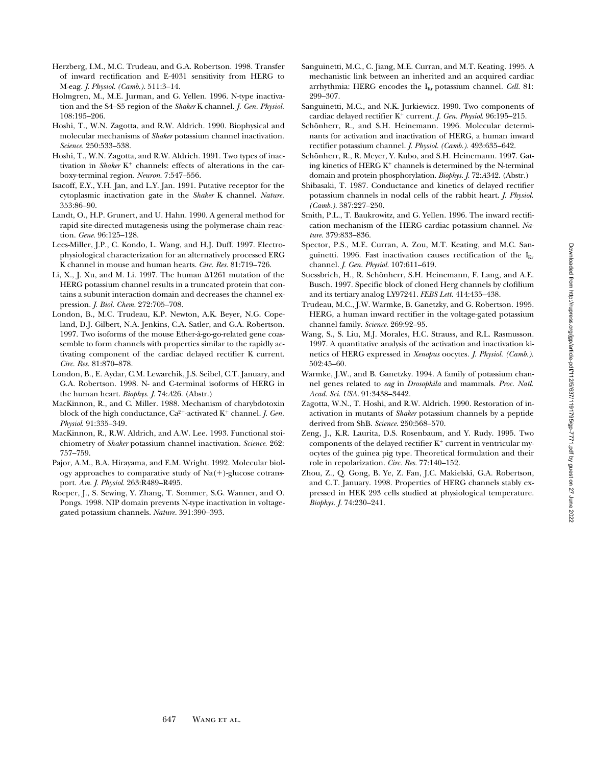Herzberg, I.M., M.C. Trudeau, and G.A. Robertson. 1998. Transfer of inward rectification and E-4031 sensitivity from HERG to M-eag. *J. Physiol. (Camb.).* 511:3–14.

Holmgren, M., M.E. Jurman, and G. Yellen. 1996. N-type inactivation and the S4–S5 region of the *Shaker* K channel. *J. Gen. Physiol.* 108:195–206.

Hoshi, T., W.N. Zagotta, and R.W. Aldrich. 1990. Biophysical and molecular mechanisms of *Shaker* potassium channel inactivation. *Science.* 250:533–538.

Hoshi, T., W.N. Zagotta, and R.W. Aldrich. 1991. Two types of inactivation in *Shaker* $K^+$ channels: effects of alterations in the carboxy-terminal region. *Neuron.* 7:547–556.

Isacoff, E.Y., Y.H. Jan, and L.Y. Jan. 1991. Putative receptor for the cytoplasmic inactivation gate in the *Shaker* K channel. *Nature.* 353:86–90.

Landt, O., H.P. Grunert, and U. Hahn. 1990. A general method for rapid site-directed mutagenesis using the polymerase chain reaction. *Gene.* 96:125–128.

Lees-Miller, J.P., C. Kondo, L. Wang, and H.J. Duff. 1997. Electrophysiological characterization for an alternatively processed ERG K channel in mouse and human hearts. *Circ. Res.* 81:719–726.

Li, X., J. Xu, and M. Li. 1997. The human Δ1261 mutation of the HERG potassium channel results in a truncated protein that contains a subunit interaction domain and decreases the channel expression. *J. Biol. Chem.* 272:705–708.

London, B., M.C. Trudeau, K.P. Newton, A.K. Beyer, N.G. Copeland, D.J. Gilbert, N.A. Jenkins, C.A. Satler, and G.A. Robertson. 1997. Two isoforms of the mouse Ether-à-go-go-related gene coassemble to form channels with properties similar to the rapidly activating component of the cardiac delayed rectifier K current. *Circ. Res.* 81:870–878.

London, B., E. Aydar, C.M. Lewarchik, J.S. Seibel, C.T. January, and G.A. Robertson. 1998. N- and C-terminal isoforms of HERG in the human heart. *Biophys. J.* 74:A26. (Abstr.)

MacKinnon, R., and C. Miller. 1988. Mechanism of charybdotoxin block of the high conductance, $Ca^{2+}$-activated $K^+$ channel. *J. Gen. Physiol.* 91:335–349.

MacKinnon, R., R.W. Aldrich, and A.W. Lee. 1993. Functional stoichiometry of *Shaker* potassium channel inactivation. *Science.* 262: 757–759.

Pajor, A.M., B.A. Hirayama, and E.M. Wright. 1992. Molecular biology approaches to comparative study of Na(+)-glucose cotransport. *Am. J. Physiol.* 263:R489–R495.

Roeper, J., S. Sewing, Y. Zhang, T. Sommer, S.G. Wanner, and O. Pongs. 1998. NIP domain prevents N-type inactivation in voltage-gated potassium channels. *Nature.* 391:390–393.

Sanguinetti, M.C., C. Jiang, M.E. Curran, and M.T. Keating. 1995. A mechanistic link between an inherited and an acquired cardiac arrhythmia: HERG encodes the $I_{Kr}$ potassium channel. *Cell.* 81: 299–307.

Sanguinetti, M.C., and N.K. Jurkiewicz. 1990. Two components of cardiac delayed rectifier $K^+$ current. *J. Gen. Physiol.* 96:195–215.

Schönherr, R., and S.H. Heinemann. 1996. Molecular determinants for activation and inactivation of HERG, a human inward rectifier potassium channel. *J. Physiol. (Camb.).* 493:635–642.

Schönherr, R., R. Meyer, Y. Kubo, and S.H. Heinemann. 1997. Gating kinetics of HERG $K^+$ channels is determined by the N-terminal domain and protein phosphorylation. *Biophys. J.* 72:A342. (Abstr.)

Shibasaki, T. 1987. Conductance and kinetics of delayed rectifier potassium channels in nodal cells of the rabbit heart. *J. Physiol. (Camb.).* 387:227–250.

Smith, P.L., T. Baukrowitz, and G. Yellen. 1996. The inward rectification mechanism of the HERG cardiac potassium channel. *Nature.* 379:833–836.

Spector, P.S., M.E. Curran, A. Zou, M.T. Keating, and M.C. Sanguinetti. 1996. Fast inactivation causes rectification of the $I_{Kr}$ channel. *J. Gen. Physiol.* 107:611–619.

Suessbrich, H., R. Schönherr, S.H. Heinemann, F. Lang, and A.E. Busch. 1997. Specific block of cloned Herg channels by clofilium and its tertiary analog LY97241. *FEBS Lett.* 414:435–438.

Trudeau, M.C., J.W. Warmke, B. Ganetzky, and G. Robertson. 1995. HERG, a human inward rectifier in the voltage-gated potassium channel family. *Science.* 269:92–95.

Wang, S., S. Liu, M.J. Morales, H.C. Strauss, and R.L. Rasmusson. 1997. A quantitative analysis of the activation and inactivation kinetics of HERG expressed in *Xenopus* oocytes. *J. Physiol. (Camb.).* 502:45–60.

Warmke, J.W., and B. Ganetzky. 1994. A family of potassium channel genes related to *eag* in *Drosophila* and mammals. *Proc. Natl. Acad. Sci. USA.* 91:3438–3442.

Zagotta, W.N., T. Hoshi, and R.W. Aldrich. 1990. Restoration of inactivation in mutants of *Shaker* potassium channels by a peptide derived from ShB. *Science.* 250:568–570.

Zeng, J., K.R. Laurita, D.S. Rosenbaum, and Y. Rudy. 1995. Two components of the delayed rectifier $K^+$ current in ventricular myocytes of the guinea pig type. Theoretical formulation and their role in repolarization. *Circ. Res.* 77:140–152.

Zhou, Z., Q. Gong, B. Ye, Z. Fan, J.C. Makielski, G.A. Robertson, and C.T. January. 1998. Properties of HERG channels stably expressed in HEK 293 cells studied at physiological temperature. *Biophys. J.* 74:230–241.